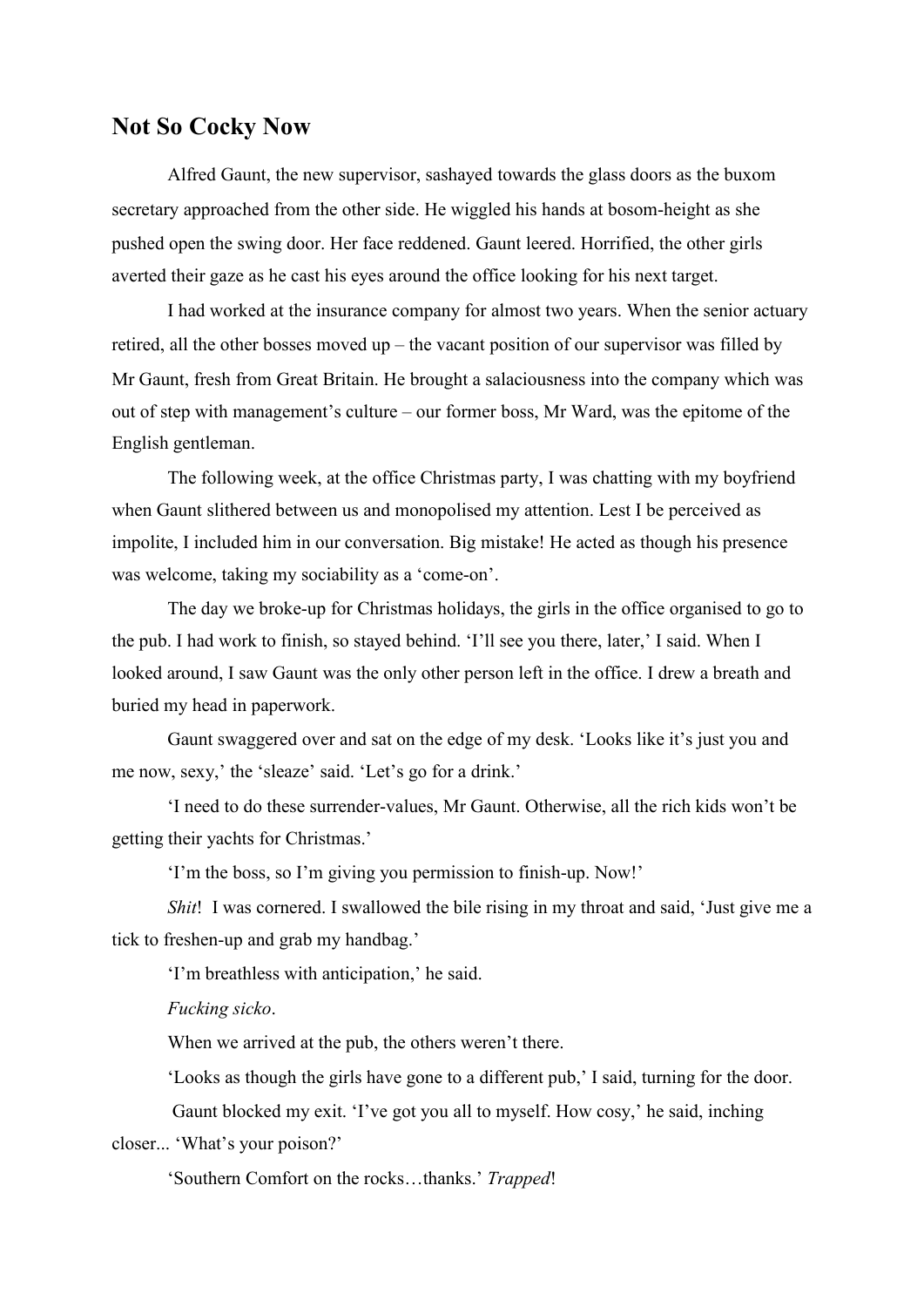## Not So Cocky Now

Alfred Gaunt, the new supervisor, sashayed towards the glass doors as the buxom secretary approached from the other side. He wiggled his hands at bosom-height as she pushed open the swing door. Her face reddened. Gaunt leered. Horrified, the other girls averted their gaze as he cast his eyes around the office looking for his next target.

I had worked at the insurance company for almost two years. When the senior actuary retired, all the other bosses moved up – the vacant position of our supervisor was filled by Mr Gaunt, fresh from Great Britain. He brought a salaciousness into the company which was out of step with management's culture – our former boss, Mr Ward, was the epitome of the English gentleman.

The following week, at the office Christmas party, I was chatting with my boyfriend when Gaunt slithered between us and monopolised my attention. Lest I be perceived as impolite, I included him in our conversation. Big mistake! He acted as though his presence was welcome, taking my sociability as a 'come-on'.

The day we broke-up for Christmas holidays, the girls in the office organised to go to the pub. I had work to finish, so stayed behind. 'I'll see you there, later,' I said. When I looked around, I saw Gaunt was the only other person left in the office. I drew a breath and buried my head in paperwork.

Gaunt swaggered over and sat on the edge of my desk. 'Looks like it's just you and me now, sexy,' the 'sleaze' said. 'Let's go for a drink.'

'I need to do these surrender-values, Mr Gaunt. Otherwise, all the rich kids won't be getting their yachts for Christmas.'

'I'm the boss, so I'm giving you permission to finish-up. Now!'

*Shit*! I was cornered. I swallowed the bile rising in my throat and said, 'Just give me a tick to freshen-up and grab my handbag.'

'I'm breathless with anticipation,' he said.

*Fucking sicko*.

When we arrived at the pub, the others weren't there.

'Looks as though the girls have gone to a different pub,' I said, turning for the door.

Gaunt blocked my exit. 'I've got you all to myself. How cosy,' he said, inching closer... 'What's your poison?'

'Southern Comfort on the rocks…thanks.' *Trapped*!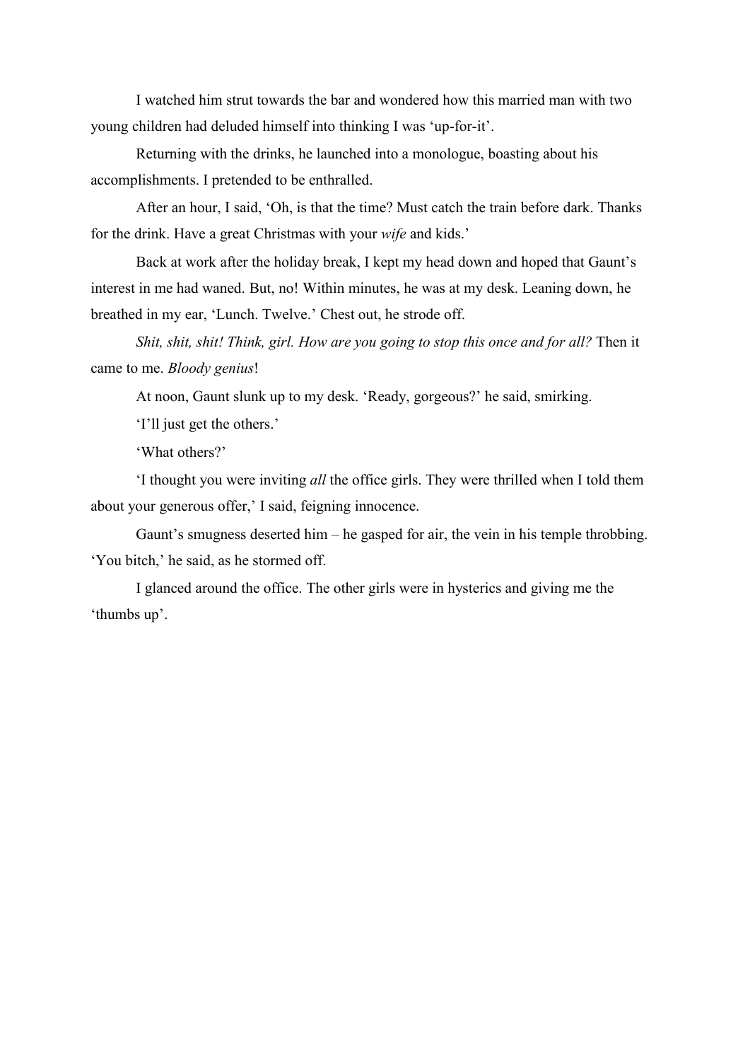I watched him strut towards the bar and wondered how this married man with two young children had deluded himself into thinking I was 'up-for-it'.

Returning with the drinks, he launched into a monologue, boasting about his accomplishments. I pretended to be enthralled.

After an hour, I said, 'Oh, is that the time? Must catch the train before dark. Thanks for the drink. Have a great Christmas with your *wife* and kids.'

Back at work after the holiday break, I kept my head down and hoped that Gaunt's interest in me had waned. But, no! Within minutes, he was at my desk. Leaning down, he breathed in my ear, 'Lunch. Twelve.' Chest out, he strode off.

*Shit, shit, shit! Think, girl. How are you going to stop this once and for all?* Then it came to me. *Bloody genius*!

At noon, Gaunt slunk up to my desk. 'Ready, gorgeous?' he said, smirking.

'I'll just get the others.'

'What others?'

'I thought you were inviting *all* the office girls. They were thrilled when I told them about your generous offer,' I said, feigning innocence.

Gaunt's smugness deserted him – he gasped for air, the vein in his temple throbbing. 'You bitch,' he said, as he stormed off.

I glanced around the office. The other girls were in hysterics and giving me the 'thumbs up'.